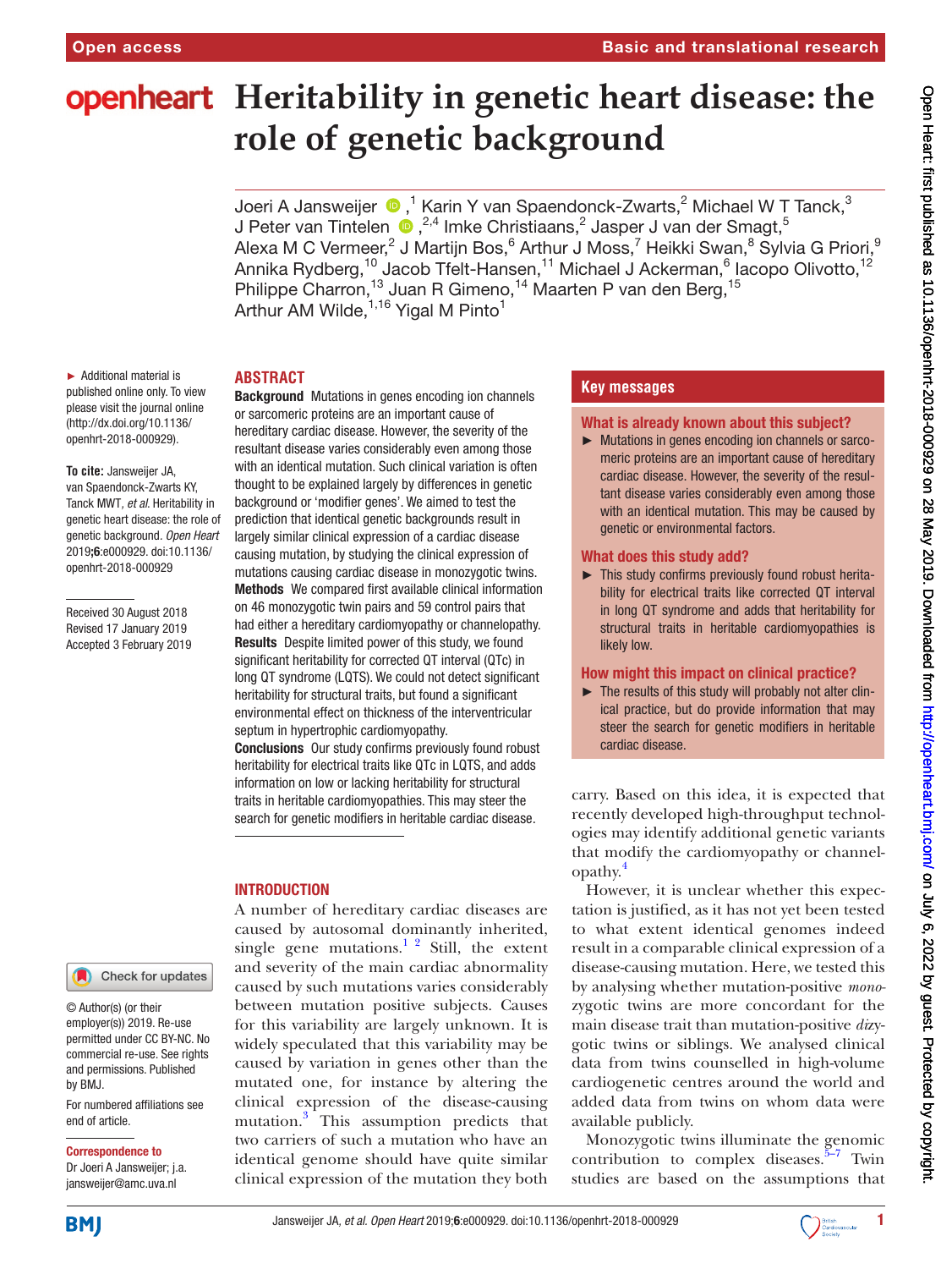# Heritability in genetic heart disease: the role of genetic background

Joeri A Jansweijer,[1] Karin Y van Spaendonck-Zwarts,[2] Michael W T Tanck,[3] J Peter van Tintelen,[2,4] Imke Christiaans,[2] Jasper J van der Smagt,[5] Alexa M C Vermeer,[2] J Martijn Bos,[6] Arthur J Moss,[7] Heikki Swan,[8] Sylvia G Priori,[9] Annika Rydberg,[10] Jacob Tfelt-Hansen,[11] Michael J Ackerman,[6] Iacopo Olivotto,[12] Philippe Charron,[13] Juan R Gimeno,[14] Maarten P van den Berg,[15] Arthur AM Wilde,[1,16] Yigal M Pinto[1]

► Additional material is published online only. To view please visit the journal online (http://dx.doi.org/10.1136/openhrt-2018-000929).

**To cite:** Jansweijer JA, van Spaendonck-Zwarts KY, Tanck MWT, *et al*. Heritability in genetic heart disease: the role of genetic background. *Open Heart* 2019;**6**:e000929. doi:10.1136/openhrt-2018-000929

Received 30 August 2018
Revised 17 January 2019
Accepted 3 February 2019

© Author(s) (or their employer(s)) 2019. Re-use permitted under CC BY-NC. No commercial re-use. See rights and permissions. Published by BMJ.

For numbered affiliations see end of article.

**Correspondence to**
Dr Joeri A Jansweijer; j.a.jansweijer@amc.uva.nl

## ABSTRACT

**Background** Mutations in genes encoding ion channels or sarcomeric proteins are an important cause of hereditary cardiac disease. However, the severity of the resultant disease varies considerably even among those with an identical mutation. Such clinical variation is often thought to be explained largely by differences in genetic background or 'modifier genes'. We aimed to test the prediction that identical genetic backgrounds result in largely similar clinical expression of a cardiac disease causing mutation, by studying the clinical expression of mutations causing cardiac disease in monozygotic twins.

**Methods** We compared first available clinical information on 46 monozygotic twin pairs and 59 control pairs that had either a hereditary cardiomyopathy or channelopathy.

**Results** Despite limited power of this study, we found significant heritability for corrected QT interval (QTc) in long QT syndrome (LQTS). We could not detect significant heritability for structural traits, but found a significant environmental effect on thickness of the interventricular septum in hypertrophic cardiomyopathy.

**Conclusions** Our study confirms previously found robust heritability for electrical traits like QTc in LQTS, and adds information on low or lacking heritability for structural traits in heritable cardiomyopathies. This may steer the search for genetic modifiers in heritable cardiac disease.

## Key messages

### What is already known about this subject?

► Mutations in genes encoding ion channels or sarcomeric proteins are an important cause of hereditary cardiac disease. However, the severity of the resultant disease varies considerably even among those with an identical mutation. This may be caused by genetic or environmental factors.

### What does this study add?

► This study confirms previously found robust heritability for electrical traits like corrected QT interval in long QT syndrome and adds that heritability for structural traits in heritable cardiomyopathies is likely low.

### How might this impact on clinical practice?

► The results of this study will probably not alter clinical practice, but do provide information that may steer the search for genetic modifiers in heritable cardiac disease.

## INTRODUCTION

A number of hereditary cardiac diseases are caused by autosomal dominantly inherited, single gene mutations.[1,2] Still, the extent and severity of the main cardiac abnormality caused by such mutations varies considerably between mutation positive subjects. Causes for this variability are largely unknown. It is widely speculated that this variability may be caused by variation in genes other than the mutated one, for instance by altering the clinical expression of the disease-causing mutation.[3] This assumption predicts that two carriers of such a mutation who have an identical genome should have quite similar clinical expression of the mutation they both carry. Based on this idea, it is expected that recently developed high-throughput technologies may identify additional genetic variants that modify the cardiomyopathy or channelopathy.[4]

However, it is unclear whether this expectation is justified, as it has not yet been tested to what extent identical genomes indeed result in a comparable clinical expression of a disease-causing mutation. Here, we tested this by analysing whether mutation-positive *monozygotic* twins are more concordant for the main disease trait than mutation-positive *dizygotic* twins or siblings. We analysed clinical data from twins counselled in high-volume cardiogenetic centres around the world and added data from twins on whom data were available publicly.

Monozygotic twins illuminate the genomic contribution to complex diseases.[5–7] Twin studies are based on the assumptions that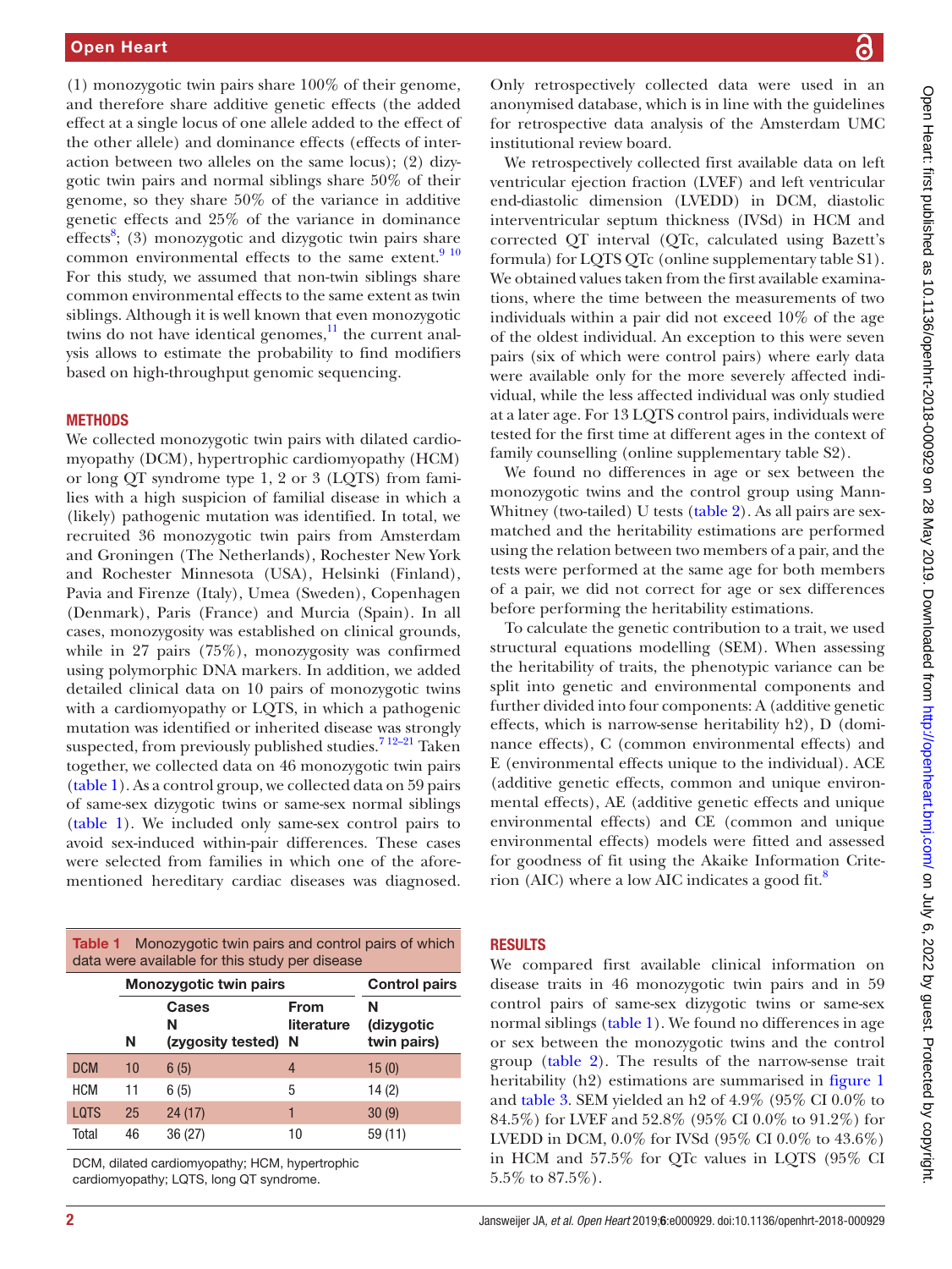(1) monozygotic twin pairs share 100% of their genome, and therefore share additive genetic effects (the added effect at a single locus of one allele added to the effect of the other allele) and dominance effects (effects of interaction between two alleles on the same locus); (2) dizygotic twin pairs and normal siblings share 50% of their genome, so they share 50% of the variance in additive genetic effects and 25% of the variance in dominance effects[8]; (3) monozygotic and dizygotic twin pairs share common environmental effects to the same extent.[9 10] For this study, we assumed that non-twin siblings share common environmental effects to the same extent as twin siblings. Although it is well known that even monozygotic twins do not have identical genomes,[11] the current analysis allows to estimate the probability to find modifiers based on high-throughput genomic sequencing.

## METHODS

We collected monozygotic twin pairs with dilated cardiomyopathy (DCM), hypertrophic cardiomyopathy (HCM) or long QT syndrome type 1, 2 or 3 (LQTS) from families with a high suspicion of familial disease in which a (likely) pathogenic mutation was identified. In total, we recruited 36 monozygotic twin pairs from Amsterdam and Groningen (The Netherlands), Rochester New York and Rochester Minnesota (USA), Helsinki (Finland), Pavia and Firenze (Italy), Umea (Sweden), Copenhagen (Denmark), Paris (France) and Murcia (Spain). In all cases, monozygosity was established on clinical grounds, while in 27 pairs (75%), monozygosity was confirmed using polymorphic DNA markers. In addition, we added detailed clinical data on 10 pairs of monozygotic twins with a cardiomyopathy or LQTS, in which a pathogenic mutation was identified or inherited disease was strongly suspected, from previously published studies.[7 12–21] Taken together, we collected data on 46 monozygotic twin pairs (table 1). As a control group, we collected data on 59 pairs of same-sex dizygotic twins or same-sex normal siblings (table 1). We included only same-sex control pairs to avoid sex-induced within-pair differences. These cases were selected from families in which one of the aforementioned hereditary cardiac diseases was diagnosed.

**Table 1** Monozygotic twin pairs and control pairs of which data were available for this study per disease

| | Monozygotic twin pairs | | | Control pairs |
|---|---|---|---|---|
| | N | Cases N (zygosity tested) | From literature N | N (dizygotic twin pairs) |
| DCM | 10 | 6 (5) | 4 | 15 (0) |
| HCM | 11 | 6 (5) | 5 | 14 (2) |
| LQTS | 25 | 24 (17) | 1 | 30 (9) |
| Total | 46 | 36 (27) | 10 | 59 (11) |

DCM, dilated cardiomyopathy; HCM, hypertrophic cardiomyopathy; LQTS, long QT syndrome.

Only retrospectively collected data were used in an anonymised database, which is in line with the guidelines for retrospective data analysis of the Amsterdam UMC institutional review board.

We retrospectively collected first available data on left ventricular ejection fraction (LVEF) and left ventricular end-diastolic dimension (LVEDD) in DCM, diastolic interventricular septum thickness (IVSd) in HCM and corrected QT interval (QTc, calculated using Bazett's formula) for LQTS QTc (online supplementary table S1). We obtained values taken from the first available examinations, where the time between the measurements of two individuals within a pair did not exceed 10% of the age of the oldest individual. An exception to this were seven pairs (six of which were control pairs) where early data were available only for the more severely affected individual, while the less affected individual was only studied at a later age. For 13 LQTS control pairs, individuals were tested for the first time at different ages in the context of family counselling (online supplementary table S2).

We found no differences in age or sex between the monozygotic twins and the control group using Mann-Whitney (two-tailed) U tests (table 2). As all pairs are sex-matched and the heritability estimations are performed using the relation between two members of a pair, and the tests were performed at the same age for both members of a pair, we did not correct for age or sex differences before performing the heritability estimations.

To calculate the genetic contribution to a trait, we used structural equations modelling (SEM). When assessing the heritability of traits, the phenotypic variance can be split into genetic and environmental components and further divided into four components: A (additive genetic effects, which is narrow-sense heritability h2), D (dominance effects), C (common environmental effects) and E (environmental effects unique to the individual). ACE (additive genetic effects, common and unique environmental effects), AE (additive genetic effects and unique environmental effects) and CE (common and unique environmental effects) models were fitted and assessed for goodness of fit using the Akaike Information Criterion (AIC) where a low AIC indicates a good fit.[8]

## RESULTS

We compared first available clinical information on disease traits in 46 monozygotic twin pairs and in 59 control pairs of same-sex dizygotic twins or same-sex normal siblings (table 1). We found no differences in age or sex between the monozygotic twins and the control group (table 2). The results of the narrow-sense trait heritability (h2) estimations are summarised in figure 1 and table 3. SEM yielded an h2 of 4.9% (95% CI 0.0% to 84.5%) for LVEF and 52.8% (95% CI 0.0% to 91.2%) for LVEDD in DCM, 0.0% for IVSd (95% CI 0.0% to 43.6%) in HCM and 57.5% for QTc values in LQTS (95% CI 5.5% to 87.5%).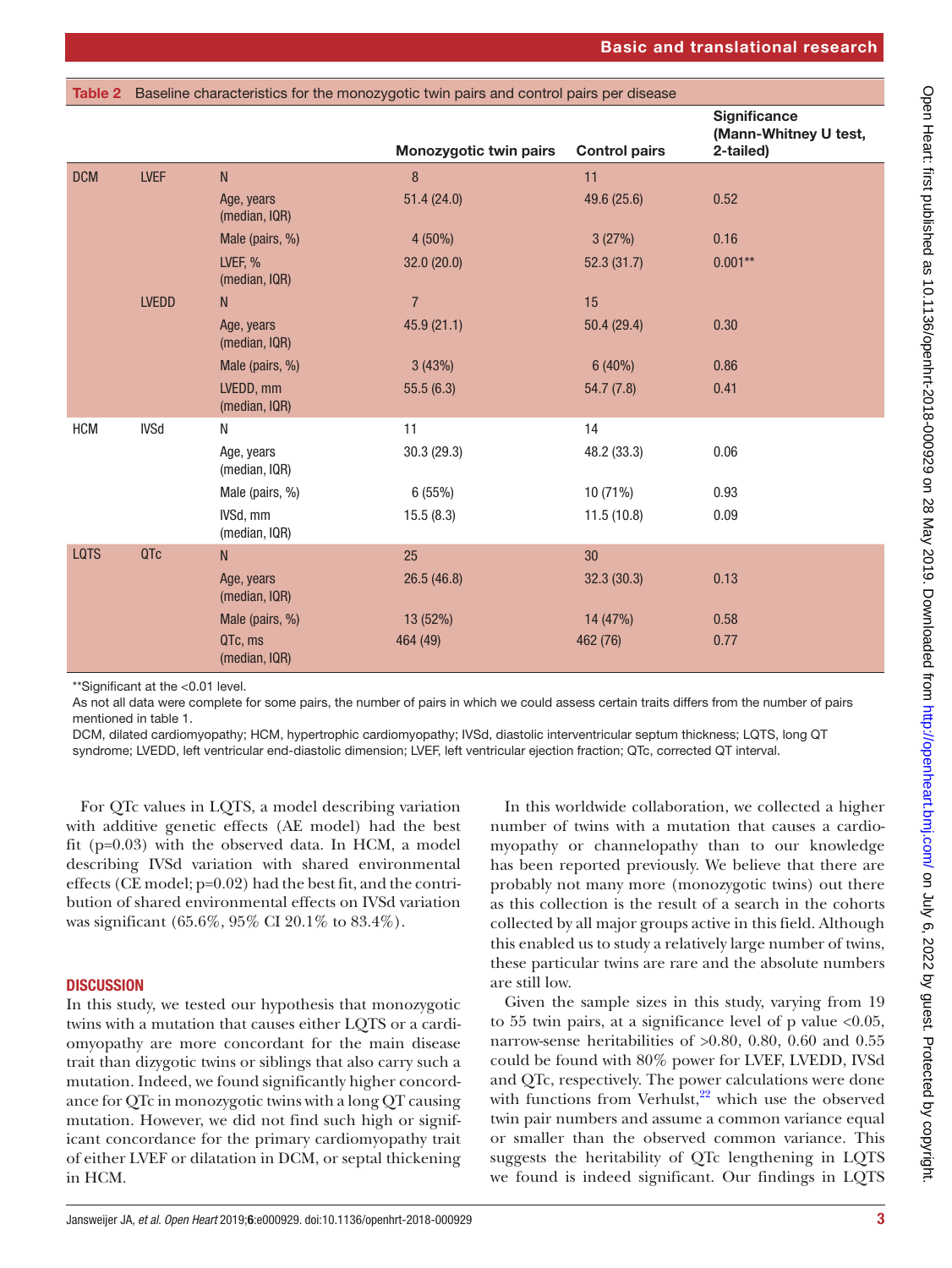**Table 2** Baseline characteristics for the monozygotic twin pairs and control pairs per disease

| | | | Monozygotic twin pairs | Control pairs | Significance (Mann-Whitney U test, 2-tailed) |
|---|---|---|---|---|---|
| DCM | LVEF | N | 8 | 11 | |
| | | Age, years (median, IQR) | 51.4 (24.0) | 49.6 (25.6) | 0.52 |
| | | Male (pairs, %) | 4 (50%) | 3 (27%) | 0.16 |
| | | LVEF, % (median, IQR) | 32.0 (20.0) | 52.3 (31.7) | 0.001** |
| | LVEDD | N | 7 | 15 | |
| | | Age, years (median, IQR) | 45.9 (21.1) | 50.4 (29.4) | 0.30 |
| | | Male (pairs, %) | 3 (43%) | 6 (40%) | 0.86 |
| | | LVEDD, mm (median, IQR) | 55.5 (6.3) | 54.7 (7.8) | 0.41 |
| HCM | IVSd | N | 11 | 14 | |
| | | Age, years (median, IQR) | 30.3 (29.3) | 48.2 (33.3) | 0.06 |
| | | Male (pairs, %) | 6 (55%) | 10 (71%) | 0.93 |
| | | IVSd, mm (median, IQR) | 15.5 (8.3) | 11.5 (10.8) | 0.09 |
| LQTS | QTc | N | 25 | 30 | |
| | | Age, years (median, IQR) | 26.5 (46.8) | 32.3 (30.3) | 0.13 |
| | | Male (pairs, %) | 13 (52%) | 14 (47%) | 0.58 |
| | | QTc, ms (median, IQR) | 464 (49) | 462 (76) | 0.77 |

**Significant at the <0.01 level.

As not all data were complete for some pairs, the number of pairs in which we could assess certain traits differs from the number of pairs mentioned in table 1.

DCM, dilated cardiomyopathy; HCM, hypertrophic cardiomyopathy; IVSd, diastolic interventricular septum thickness; LQTS, long QT syndrome; LVEDD, left ventricular end-diastolic dimension; LVEF, left ventricular ejection fraction; QTc, corrected QT interval.

For QTc values in LQTS, a model describing variation with additive genetic effects (AE model) had the best fit (p=0.03) with the observed data. In HCM, a model describing IVSd variation with shared environmental effects (CE model; p=0.02) had the best fit, and the contribution of shared environmental effects on IVSd variation was significant (65.6%, 95% CI 20.1% to 83.4%).

## DISCUSSION

In this study, we tested our hypothesis that monozygotic twins with a mutation that causes either LQTS or a cardiomyopathy are more concordant for the main disease trait than dizygotic twins or siblings that also carry such a mutation. Indeed, we found significantly higher concordance for QTc in monozygotic twins with a long QT causing mutation. However, we did not find such high or significant concordance for the primary cardiomyopathy trait of either LVEF or dilatation in DCM, or septal thickening in HCM.

In this worldwide collaboration, we collected a higher number of twins with a mutation that causes a cardiomyopathy or channelopathy than to our knowledge has been reported previously. We believe that there are probably not many more (monozygotic twins) out there as this collection is the result of a search in the cohorts collected by all major groups active in this field. Although this enabled us to study a relatively large number of twins, these particular twins are rare and the absolute numbers are still low.

Given the sample sizes in this study, varying from 19 to 55 twin pairs, at a significance level of p value <0.05, narrow-sense heritabilities of >0.80, 0.80, 0.60 and 0.55 could be found with 80% power for LVEF, LVEDD, IVSd and QTc, respectively. The power calculations were done with functions from Verhulst,[22] which use the observed twin pair numbers and assume a common variance equal or smaller than the observed common variance. This suggests the heritability of QTc lengthening in LQTS we found is indeed significant. Our findings in LQTS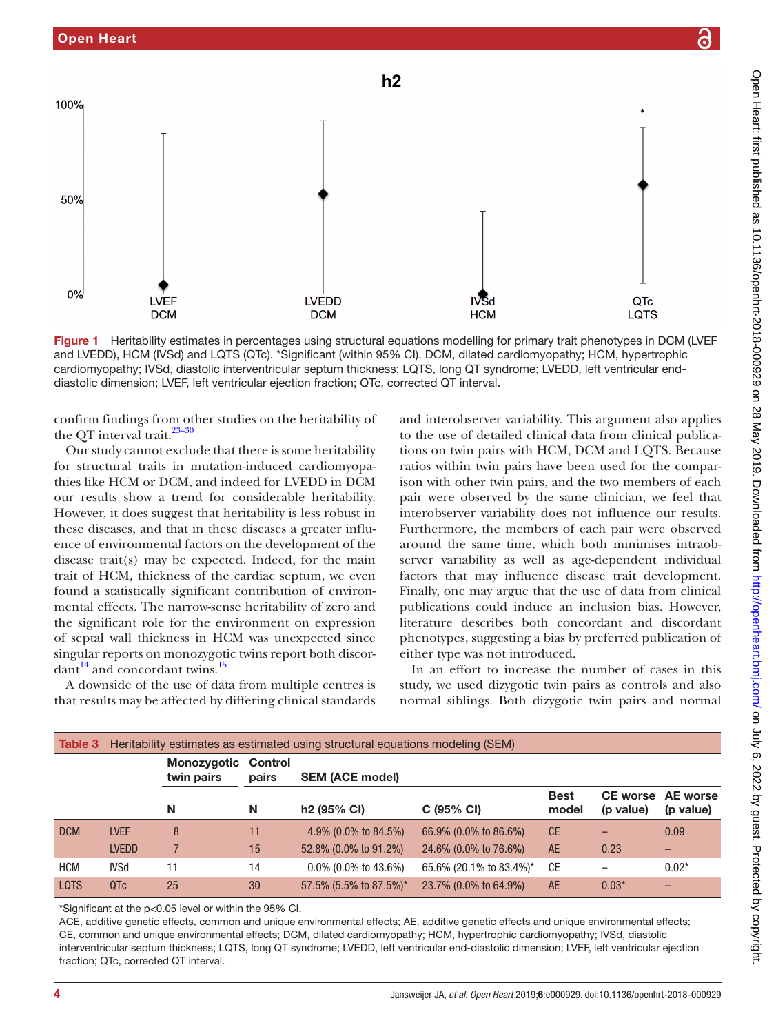Figure 1 Heritability estimates in percentages using structural equations modelling for primary trait phenotypes in DCM (LVEF and LVEDD), HCM (IVSd) and LQTS (QTc). *Significant (within 95% CI). DCM, dilated cardiomyopathy; HCM, hypertrophic cardiomyopathy; IVSd, diastolic interventricular septum thickness; LQTS, long QT syndrome; LVEDD, left ventricular end-diastolic dimension; LVEF, left ventricular ejection fraction; QTc, corrected QT interval.

confirm findings from other studies on the heritability of the QT interval trait.[23–30]

Our study cannot exclude that there is some heritability for structural traits in mutation-induced cardiomyopathies like HCM or DCM, and indeed for LVEDD in DCM our results show a trend for considerable heritability. However, it does suggest that heritability is less robust in these diseases, and that in these diseases a greater influence of environmental factors on the development of the disease trait(s) may be expected. Indeed, for the main trait of HCM, thickness of the cardiac septum, we even found a statistically significant contribution of environmental effects. The narrow-sense heritability of zero and the significant role for the environment on expression of septal wall thickness in HCM was unexpected since singular reports on monozygotic twins report both discordant[14] and concordant twins.[15]

A downside of the use of data from multiple centres is that results may be affected by differing clinical standards and interobserver variability. This argument also applies to the use of detailed clinical data from clinical publications on twin pairs with HCM, DCM and LQTS. Because ratios within twin pairs have been used for the comparison with other twin pairs, and the two members of each pair were observed by the same clinician, we feel that interobserver variability does not influence our results. Furthermore, the members of each pair were observed around the same time, which both minimises intraobserver variability as well as age-dependent individual factors that may influence disease trait development. Finally, one may argue that the use of data from clinical publications could induce an inclusion bias. However, literature describes both concordant and discordant phenotypes, suggesting a bias by preferred publication of either type was not introduced.

In an effort to increase the number of cases in this study, we used dizygotic twin pairs as controls and also normal siblings. Both dizygotic twin pairs and normal

**Table 3** Heritability estimates as estimated using structural equations modeling (SEM)

| | | Monozygotic twin pairs | Control pairs | SEM (ACE model) | | | | |
|---|---|---|---|---|---|---|---|---|
| | | N | N | h2 (95% CI) | C (95% CI) | Best model | CE worse (p value) | AE worse (p value) |
| DCM | LVEF | 8 | 11 | 4.9% (0.0% to 84.5%) | 66.9% (0.0% to 86.6%) | CE | – | 0.09 |
| | LVEDD | 7 | 15 | 52.8% (0.0% to 91.2%) | 24.6% (0.0% to 76.6%) | AE | 0.23 | – |
| HCM | IVSd | 11 | 14 | 0.0% (0.0% to 43.6%) | 65.6% (20.1% to 83.4%)* | CE | – | 0.02* |
| LQTS | QTc | 25 | 30 | 57.5% (5.5% to 87.5%)* | 23.7% (0.0% to 64.9%) | AE | 0.03* | – |

*Significant at the p<0.05 level or within the 95% CI.

ACE, additive genetic effects, common and unique environmental effects; AE, additive genetic effects and unique environmental effects; CE, common and unique environmental effects; DCM, dilated cardiomyopathy; HCM, hypertrophic cardiomyopathy; IVSd, diastolic interventricular septum thickness; LQTS, long QT syndrome; LVEDD, left ventricular end-diastolic dimension; LVEF, left ventricular ejection fraction; QTc, corrected QT interval.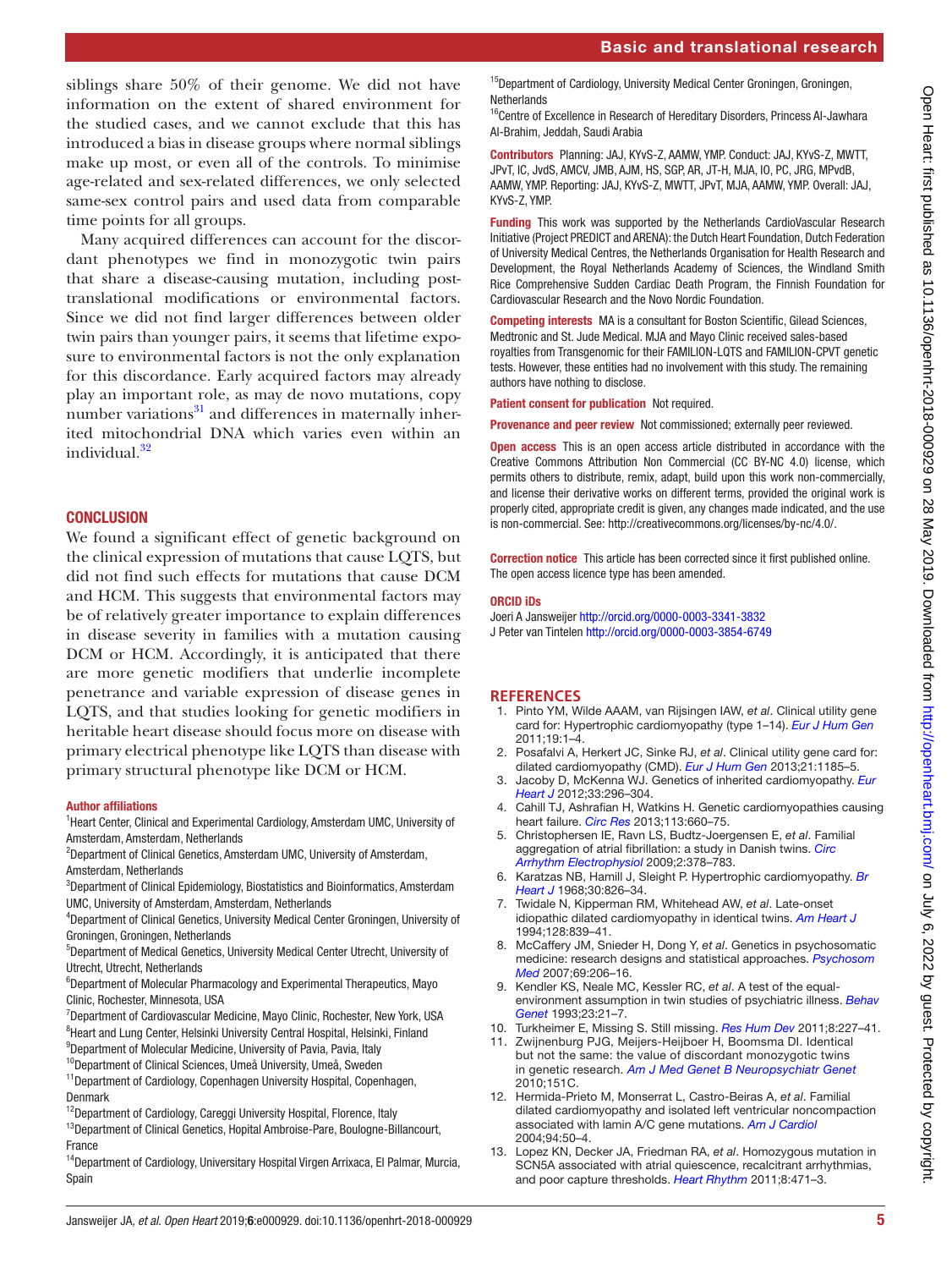siblings share 50% of their genome. We did not have information on the extent of shared environment for the studied cases, and we cannot exclude that this has introduced a bias in disease groups where normal siblings make up most, or even all of the controls. To minimise age-related and sex-related differences, we only selected same-sex control pairs and used data from comparable time points for all groups.

Many acquired differences can account for the discordant phenotypes we find in monozygotic twin pairs that share a disease-causing mutation, including post-translational modifications or environmental factors. Since we did not find larger differences between older twin pairs than younger pairs, it seems that lifetime exposure to environmental factors is not the only explanation for this discordance. Early acquired factors may already play an important role, as may de novo mutations, copy number variations[31] and differences in maternally inherited mitochondrial DNA which varies even within an individual.[32]

## CONCLUSION

We found a significant effect of genetic background on the clinical expression of mutations that cause LQTS, but did not find such effects for mutations that cause DCM and HCM. This suggests that environmental factors may be of relatively greater importance to explain differences in disease severity in families with a mutation causing DCM or HCM. Accordingly, it is anticipated that there are more genetic modifiers that underlie incomplete penetrance and variable expression of disease genes in LQTS, and that studies looking for genetic modifiers in heritable heart disease should focus more on disease with primary electrical phenotype like LQTS than disease with primary structural phenotype like DCM or HCM.

**Author affiliations**

[1]Heart Center, Clinical and Experimental Cardiology, Amsterdam UMC, University of Amsterdam, Amsterdam, Netherlands
[2]Department of Clinical Genetics, Amsterdam UMC, University of Amsterdam, Amsterdam, Netherlands
[3]Department of Clinical Epidemiology, Biostatistics and Bioinformatics, Amsterdam UMC, University of Amsterdam, Amsterdam, Netherlands
[4]Department of Clinical Genetics, University Medical Center Groningen, University of Groningen, Groningen, Netherlands
[5]Department of Medical Genetics, University Medical Center Utrecht, University of Utrecht, Utrecht, Netherlands
[6]Department of Molecular Pharmacology and Experimental Therapeutics, Mayo Clinic, Rochester, Minnesota, USA
[7]Department of Cardiovascular Medicine, Mayo Clinic, Rochester, New York, USA
[8]Heart and Lung Center, Helsinki University Central Hospital, Helsinki, Finland
[9]Department of Molecular Medicine, University of Pavia, Pavia, Italy
[10]Department of Clinical Sciences, Umeå University, Umeå, Sweden
[11]Department of Cardiology, Copenhagen University Hospital, Copenhagen, Denmark
[12]Department of Cardiology, Careggi University Hospital, Florence, Italy
[13]Department of Clinical Genetics, Hopital Ambroise-Pare, Boulogne-Billancourt, France
[14]Department of Cardiology, Universitary Hospital Virgen Arrixaca, El Palmar, Murcia, Spain
[15]Department of Cardiology, University Medical Center Groningen, Groningen, Netherlands
[16]Centre of Excellence in Research of Hereditary Disorders, Princess Al-Jawhara Al-Brahim, Jeddah, Saudi Arabia

**Contributors** Planning: JAJ, KYvS-Z, AAMW, YMP. Conduct: JAJ, KYvS-Z, MWTT, JPvT, IC, JvdS, AMCV, JMB, AJM, HS, SGP, AR, JT-H, MJA, IO, PC, JRG, MPvdB, AAMW, YMP. Reporting: JAJ, KYvS-Z, MWTT, JPvT, MJA, AAMW, YMP. Overall: JAJ, KYvS-Z, YMP.

**Funding** This work was supported by the Netherlands CardioVascular Research Initiative (Project PREDICT and ARENA): the Dutch Heart Foundation, Dutch Federation of University Medical Centres, the Netherlands Organisation for Health Research and Development, the Royal Netherlands Academy of Sciences, the Windland Smith Rice Comprehensive Sudden Cardiac Death Program, the Finnish Foundation for Cardiovascular Research and the Novo Nordic Foundation.

**Competing interests** MA is a consultant for Boston Scientific, Gilead Sciences, Medtronic and St. Jude Medical. MJA and Mayo Clinic received sales-based royalties from Transgenomic for their FAMILION-LQTS and FAMILION-CPVT genetic tests. However, these entities had no involvement with this study. The remaining authors have nothing to disclose.

**Patient consent for publication** Not required.

**Provenance and peer review** Not commissioned; externally peer reviewed.

**Open access** This is an open access article distributed in accordance with the Creative Commons Attribution Non Commercial (CC BY-NC 4.0) license, which permits others to distribute, remix, adapt, build upon this work non-commercially, and license their derivative works on different terms, provided the original work is properly cited, appropriate credit is given, any changes made indicated, and the use is non-commercial. See: http://creativecommons.org/licenses/by-nc/4.0/.

**Correction notice** This article has been corrected since it first published online. The open access licence type has been amended.

**ORCID iDs**

Joeri A Jansweijer http://orcid.org/0000-0003-3341-3832
J Peter van Tintelen http://orcid.org/0000-0003-3854-6749

## REFERENCES

1. Pinto YM, Wilde AAAM, van Rijsingen IAW, *et al*. Clinical utility gene card for: Hypertrophic cardiomyopathy (type 1–14). *Eur J Hum Gen* 2011;19:1–4.
2. Posafalvi A, Herkert JC, Sinke RJ, *et al*. Clinical utility gene card for: dilated cardiomyopathy (CMD). *Eur J Hum Gen* 2013;21:1185–5.
3. Jacoby D, McKenna WJ. Genetics of inherited cardiomyopathy. *Eur Heart J* 2012;33:296–304.
4. Cahill TJ, Ashrafian H, Watkins H. Genetic cardiomyopathies causing heart failure. *Circ Res* 2013;113:660–75.
5. Christophersen IE, Ravn LS, Budtz-Joergensen E, *et al*. Familial aggregation of atrial fibrillation: a study in Danish twins. *Circ Arrhythm Electrophysiol* 2009;2:378–783.
6. Karatzas NB, Hamill J, Sleight P. Hypertrophic cardiomyopathy. *Br Heart J* 1968;30:826–34.
7. Twidale N, Kipperman RM, Whitehead AW, *et al*. Late-onset idiopathic dilated cardiomyopathy in identical twins. *Am Heart J* 1994;128:839–41.
8. McCaffery JM, Snieder H, Dong Y, *et al*. Genetics in psychosomatic medicine: research designs and statistical approaches. *Psychosom Med* 2007;69:206–16.
9. Kendler KS, Neale MC, Kessler RC, *et al*. A test of the equal-environment assumption in twin studies of psychiatric illness. *Behav Genet* 1993;23:21–7.
10. Turkheimer E, Missing S. Still missing. *Res Hum Dev* 2011;8:227–41.
11. Zwijnenburg PJG, Meijers-Heijboer H, Boomsma DI. Identical but not the same: the value of discordant monozygotic twins in genetic research. *Am J Med Genet B Neuropsychiatr Genet* 2010;151C.
12. Hermida-Prieto M, Monserrat L, Castro-Beiras A, *et al*. Familial dilated cardiomyopathy and isolated left ventricular noncompaction associated with lamin A/C gene mutations. *Am J Cardiol* 2004;94:50–4.
13. Lopez KN, Decker JA, Friedman RA, *et al*. Homozygous mutation in SCN5A associated with atrial quiescence, recalcitrant arrhythmias, and poor capture thresholds. *Heart Rhythm* 2011;8:471–3.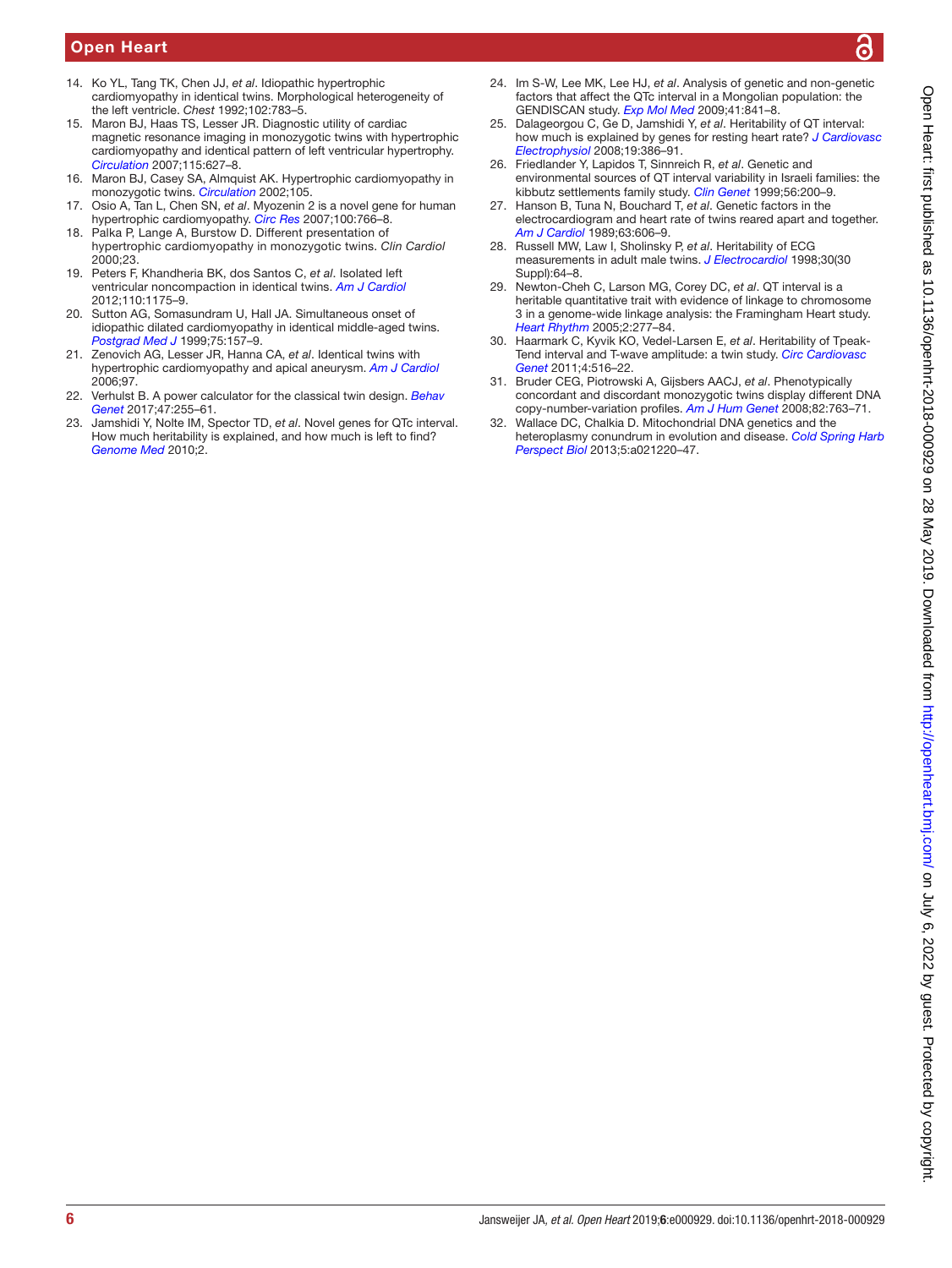14. Ko YL, Tang TK, Chen JJ, *et al*. Idiopathic hypertrophic cardiomyopathy in identical twins. Morphological heterogeneity of the left ventricle. *Chest* 1992;102:783–5.
15. Maron BJ, Haas TS, Lesser JR. Diagnostic utility of cardiac magnetic resonance imaging in monozygotic twins with hypertrophic cardiomyopathy and identical pattern of left ventricular hypertrophy. *Circulation* 2007;115:627–8.
16. Maron BJ, Casey SA, Almquist AK. Hypertrophic cardiomyopathy in monozygotic twins. *Circulation* 2002;105.
17. Osio A, Tan L, Chen SN, *et al*. Myozenin 2 is a novel gene for human hypertrophic cardiomyopathy. *Circ Res* 2007;100:766–8.
18. Palka P, Lange A, Burstow D. Different presentation of hypertrophic cardiomyopathy in monozygotic twins. *Clin Cardiol* 2000;23.
19. Peters F, Khandheria BK, dos Santos C, *et al*. Isolated left ventricular noncompaction in identical twins. *Am J Cardiol* 2012;110:1175–9.
20. Sutton AG, Somasundram U, Hall JA. Simultaneous onset of idiopathic dilated cardiomyopathy in identical middle-aged twins. *Postgrad Med J* 1999;75:157–9.
21. Zenovich AG, Lesser JR, Hanna CA, *et al*. Identical twins with hypertrophic cardiomyopathy and apical aneurysm. *Am J Cardiol* 2006;97.
22. Verhulst B. A power calculator for the classical twin design. *Behav Genet* 2017;47:255–61.
23. Jamshidi Y, Nolte IM, Spector TD, *et al*. Novel genes for QTc interval. How much heritability is explained, and how much is left to find? *Genome Med* 2010;2.
24. Im S-W, Lee MK, Lee HJ, *et al*. Analysis of genetic and non-genetic factors that affect the QTc interval in a Mongolian population: the GENDISCAN study. *Exp Mol Med* 2009;41:841–8.
25. Dalageorgou C, Ge D, Jamshidi Y, *et al*. Heritability of QT interval: how much is explained by genes for resting heart rate? *J Cardiovasc Electrophysiol* 2008;19:386–91.
26. Friedlander Y, Lapidos T, Sinnreich R, *et al*. Genetic and environmental sources of QT interval variability in Israeli families: the kibbutz settlements family study. *Clin Genet* 1999;56:200–9.
27. Hanson B, Tuna N, Bouchard T, *et al*. Genetic factors in the electrocardiogram and heart rate of twins reared apart and together. *Am J Cardiol* 1989;63:606–9.
28. Russell MW, Law I, Sholinsky P, *et al*. Heritability of ECG measurements in adult male twins. *J Electrocardiol* 1998;30(30 Suppl):64–8.
29. Newton-Cheh C, Larson MG, Corey DC, *et al*. QT interval is a heritable quantitative trait with evidence of linkage to chromosome 3 in a genome-wide linkage analysis: the Framingham Heart study. *Heart Rhythm* 2005;2:277–84.
30. Haarmark C, Kyvik KO, Vedel-Larsen E, *et al*. Heritability of Tpeak-Tend interval and T-wave amplitude: a twin study. *Circ Cardiovasc Genet* 2011;4:516–22.
31. Bruder CEG, Piotrowski A, Gijsbers AACJ, *et al*. Phenotypically concordant and discordant monozygotic twins display different DNA copy-number-variation profiles. *Am J Hum Genet* 2008;82:763–71.
32. Wallace DC, Chalkia D. Mitochondrial DNA genetics and the heteroplasmy conundrum in evolution and disease. *Cold Spring Harb Perspect Biol* 2013;5:a021220–47.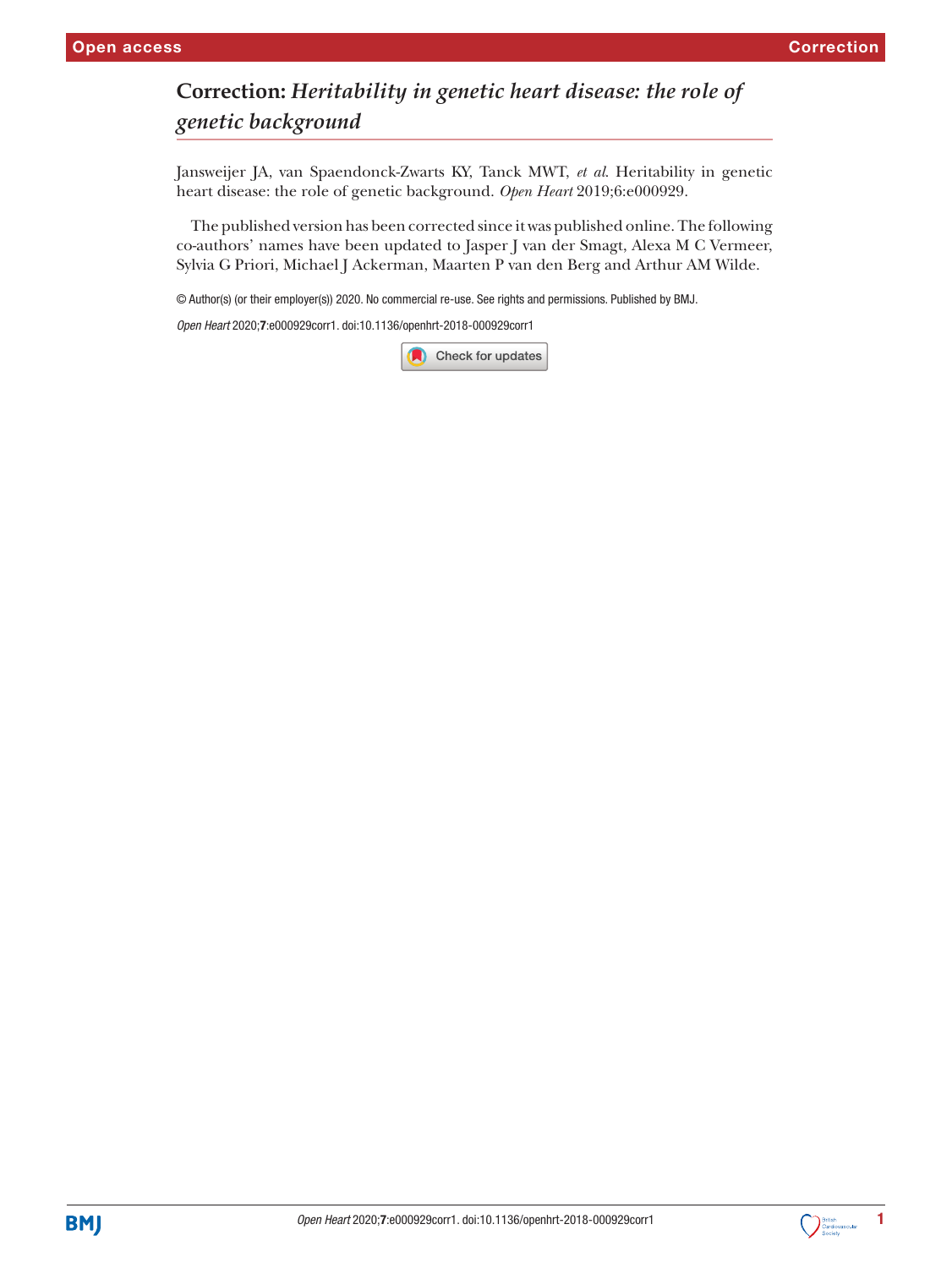# Correction: *Heritability in genetic heart disease: the role of genetic background*

Jansweijer JA, van Spaendonck-Zwarts KY, Tanck MWT, *et al*. Heritability in genetic heart disease: the role of genetic background. *Open Heart* 2019;6:e000929.

The published version has been corrected since it was published online. The following co-authors' names have been updated to Jasper J van der Smagt, Alexa M C Vermeer, Sylvia G Priori, Michael J Ackerman, Maarten P van den Berg and Arthur AM Wilde.

© Author(s) (or their employer(s)) 2020. No commercial re-use. See rights and permissions. Published by BMJ.

*Open Heart* 2020;**7**:e000929corr1. doi:10.1136/openhrt-2018-000929corr1